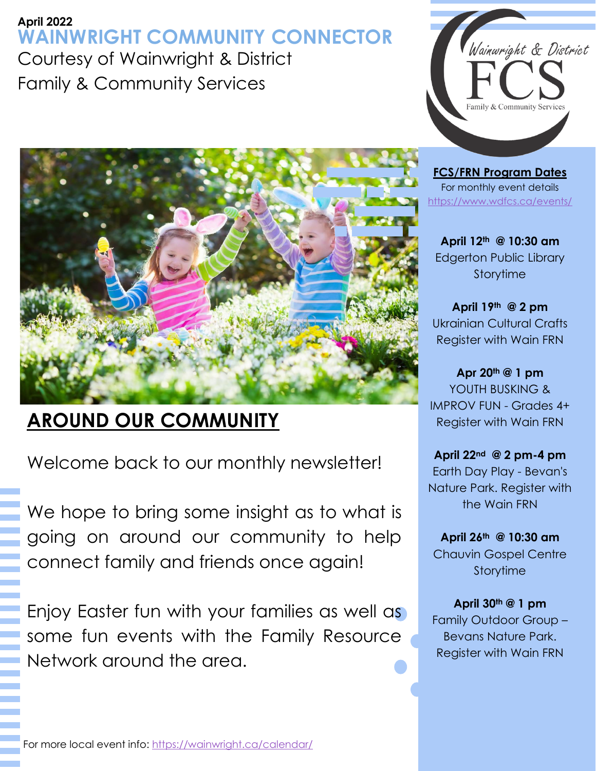April 2022

# WAINWRIGHT COMMUNITY CONNECTOR

Courtesy of Wainwright & District Family & Community Services

## AROUND OUR COMMUNITY

Welcome back to our monthly newsletter!

We hope to bring some insight as to what is going on around our community to help connect family and friends once again!

Enjoy Easter fun with your families as well as some fun events with the Family Resource Network around the area.

For more local event info: https://wainwright.ca/calendar/

## FCS/FRN Program Dates

For monthly event details https://www.wdfcs.ca/events/

**April 12th @ 10:30 am**
Edgerton Public Library Storytime

**April 19th @ 2 pm**
Ukrainian Cultural Crafts
Register with Wain FRN

**Apr 20th @ 1 pm**
YOUTH BUSKING & IMPROV FUN - Grades 4+
Register with Wain FRN

**April 22nd @ 2 pm-4 pm**
Earth Day Play - Bevan's Nature Park. Register with the Wain FRN

**April 26th @ 10:30 am**
Chauvin Gospel Centre Storytime

**April 30th @ 1 pm**
Family Outdoor Group – Bevans Nature Park.
Register with Wain FRN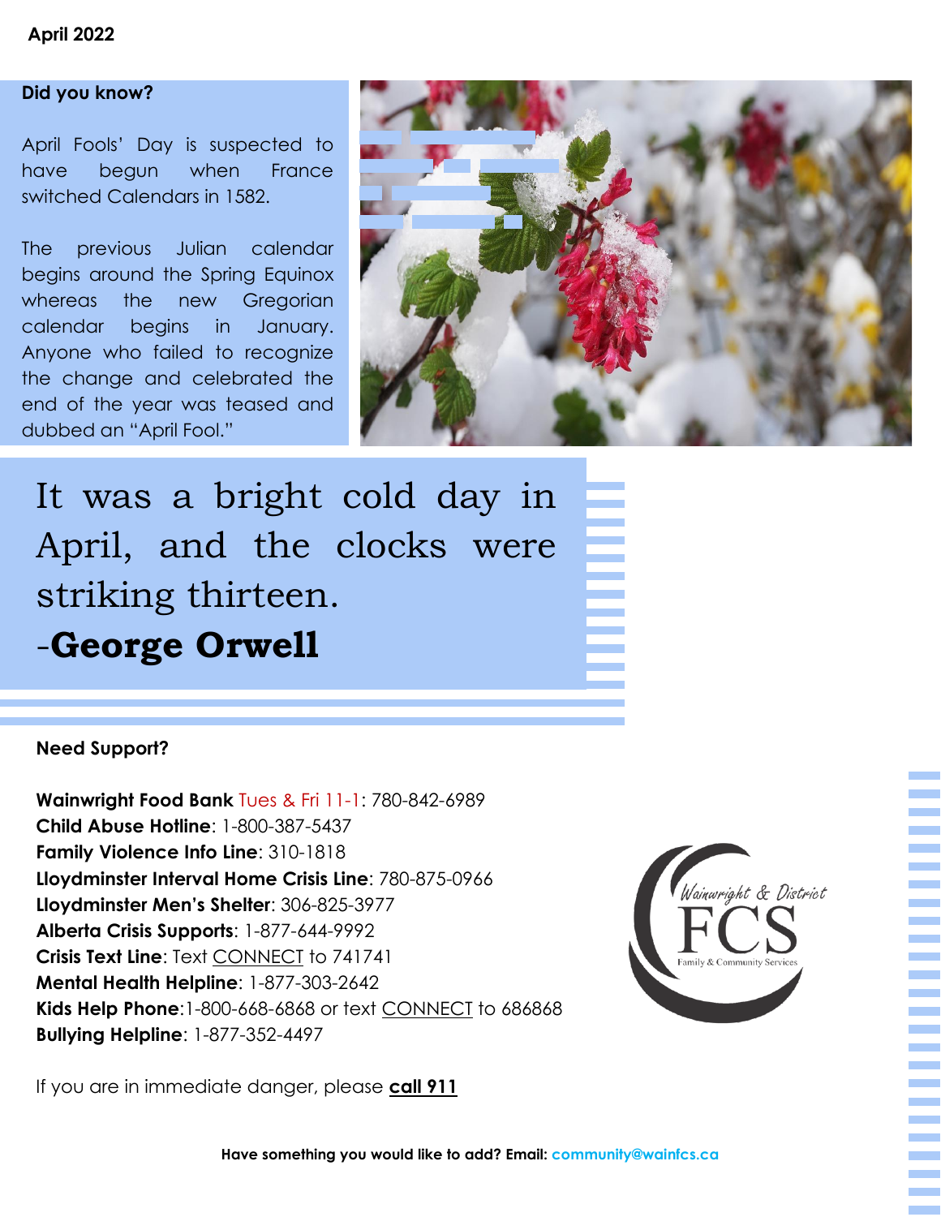April 2022

## Did you know?

April Fools' Day is suspected to have begun when France switched Calendars in 1582.

The previous Julian calendar begins around the Spring Equinox whereas the new Gregorian calendar begins in January. Anyone who failed to recognize the change and celebrated the end of the year was teased and dubbed an "April Fool."

It was a bright cold day in April, and the clocks were striking thirteen.
-**George Orwell**

## Need Support?

**Wainwright Food Bank** Tues & Fri 11-1: 780-842-6989
**Child Abuse Hotline**: 1-800-387-5437
**Family Violence Info Line**: 310-1818
**Lloydminster Interval Home Crisis Line**: 780-875-0966
**Lloydminster Men's Shelter**: 306-825-3977
**Alberta Crisis Supports**: 1-877-644-9992
**Crisis Text Line**: Text CONNECT to 741741
**Mental Health Helpline**: 1-877-303-2642
**Kids Help Phone**:1-800-668-6868 or text CONNECT to 686868
**Bullying Helpline**: 1-877-352-4497

If you are in immediate danger, please **call 911**

Wainwright & District FCS Family & Community Services

**Have something you would like to add? Email: community@wainfcs.ca**